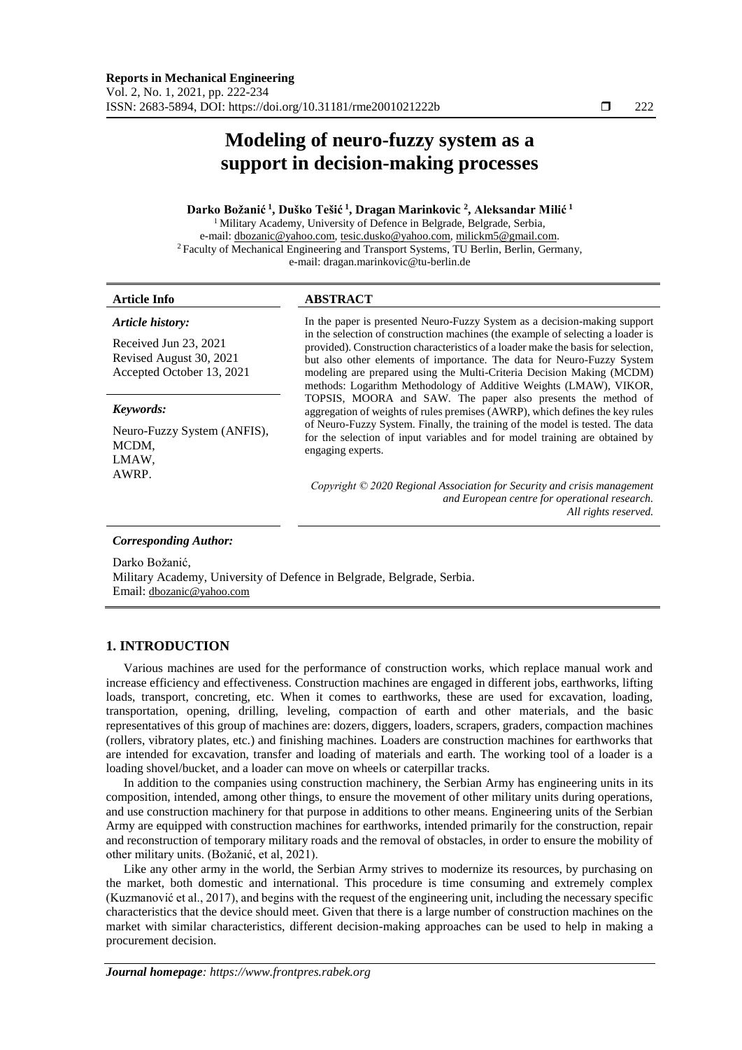# Modeling of neuro-fuzzy system as a support in decision-making processes

**Darko Božanić [1], Duško Tešić [1], Dragan Marinkovic [2], Aleksandar Milić [1]**

[1] Military Academy, University of Defence in Belgrade, Belgrade, Serbia,
e-mail: dbozanic@yahoo.com, tesic.dusko@yahoo.com, milickm5@gmail.com.
[2] Faculty of Mechanical Engineering and Transport Systems, TU Berlin, Berlin, Germany,
e-mail: dragan.marinkovic@tu-berlin.de

**Article Info**

*Article history:*

Received Jun 23, 2021
Revised August 30, 2021
Accepted October 13, 2021

*Keywords:*

Neuro-Fuzzy System (ANFIS),
MCDM,
LMAW,
AWRP.

**ABSTRACT**

In the paper is presented Neuro-Fuzzy System as a decision-making support in the selection of construction machines (the example of selecting a loader is provided). Construction characteristics of a loader make the basis for selection, but also other elements of importance. The data for Neuro-Fuzzy System modeling are prepared using the Multi-Criteria Decision Making (MCDM) methods: Logarithm Methodology of Additive Weights (LMAW), VIKOR, TOPSIS, MOORA and SAW. The paper also presents the method of aggregation of weights of rules premises (AWRP), which defines the key rules of Neuro-Fuzzy System. Finally, the training of the model is tested. The data for the selection of input variables and for model training are obtained by engaging experts.

*Copyright © 2020 Regional Association for Security and crisis management and European centre for operational research. All rights reserved.*

***Corresponding Author:***

Darko Božanić,
Military Academy, University of Defence in Belgrade, Belgrade, Serbia.
Email: dbozanic@yahoo.com

## 1. INTRODUCTION

Various machines are used for the performance of construction works, which replace manual work and increase efficiency and effectiveness. Construction machines are engaged in different jobs, earthworks, lifting loads, transport, concreting, etc. When it comes to earthworks, these are used for excavation, loading, transportation, opening, drilling, leveling, compaction of earth and other materials, and the basic representatives of this group of machines are: dozers, diggers, loaders, scrapers, graders, compaction machines (rollers, vibratory plates, etc.) and finishing machines. Loaders are construction machines for earthworks that are intended for excavation, transfer and loading of materials and earth. The working tool of a loader is a loading shovel/bucket, and a loader can move on wheels or caterpillar tracks.

In addition to the companies using construction machinery, the Serbian Army has engineering units in its composition, intended, among other things, to ensure the movement of other military units during operations, and use construction machinery for that purpose in additions to other means. Engineering units of the Serbian Army are equipped with construction machines for earthworks, intended primarily for the construction, repair and reconstruction of temporary military roads and the removal of obstacles, in order to ensure the mobility of other military units. (Božanić, et al, 2021).

Like any other army in the world, the Serbian Army strives to modernize its resources, by purchasing on the market, both domestic and international. This procedure is time consuming and extremely complex (Kuzmanović et al., 2017), and begins with the request of the engineering unit, including the necessary specific characteristics that the device should meet. Given that there is a large number of construction machines on the market with similar characteristics, different decision-making approaches can be used to help in making a procurement decision.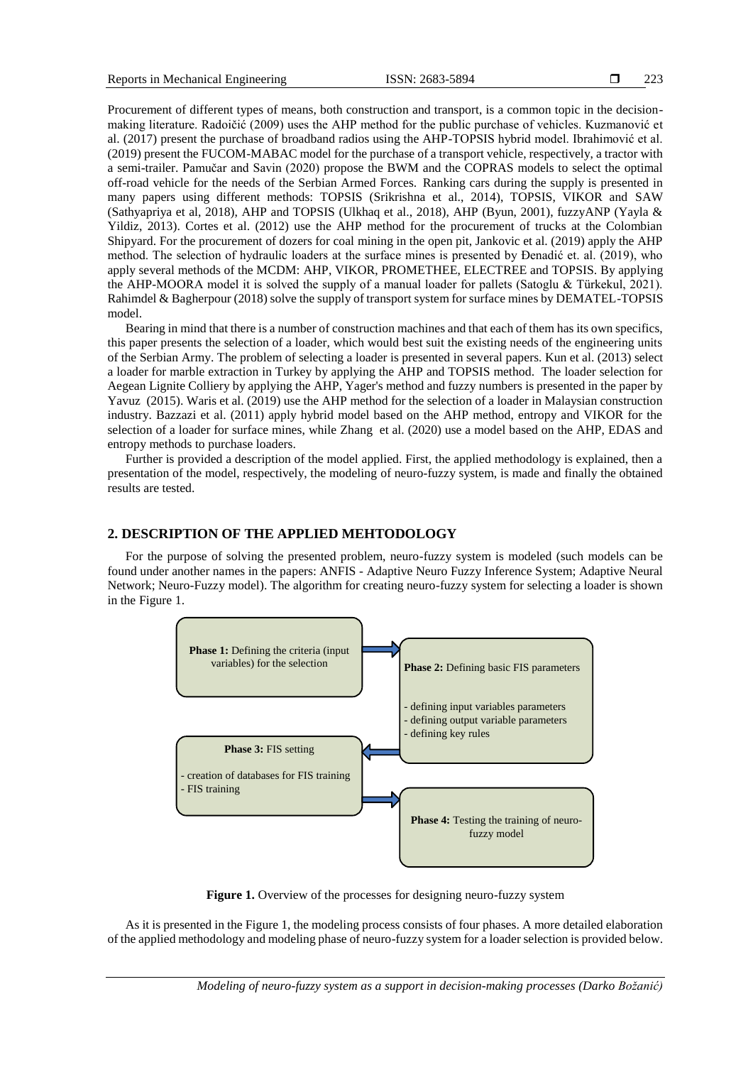Procurement of different types of means, both construction and transport, is a common topic in the decision-making literature. Radoičić (2009) uses the AHP method for the public purchase of vehicles. Kuzmanović et al. (2017) present the purchase of broadband radios using the AHP-TOPSIS hybrid model. Ibrahimović et al. (2019) present the FUCOM-MABAC model for the purchase of a transport vehicle, respectively, a tractor with a semi-trailer. Pamučar and Savin (2020) propose the BWM and the COPRAS models to select the optimal off-road vehicle for the needs of the Serbian Armed Forces. Ranking cars during the supply is presented in many papers using different methods: TOPSIS (Srikrishna et al., 2014), TOPSIS, VIKOR and SAW (Sathyapriya et al, 2018), AHP and TOPSIS (Ulkhaq et al., 2018), AHP (Byun, 2001), fuzzyANP (Yayla & Yildiz, 2013). Cortes et al. (2012) use the AHP method for the procurement of trucks at the Colombian Shipyard. For the procurement of dozers for coal mining in the open pit, Jankovic et al. (2019) apply the AHP method. The selection of hydraulic loaders at the surface mines is presented by Đenadić et. al. (2019), who apply several methods of the MCDM: AHP, VIKOR, PROMETHEE, ELECTREE and TOPSIS. By applying the AHP-MOORA model it is solved the supply of a manual loader for pallets (Satoglu & Türkekul, 2021). Rahimdel & Bagherpour (2018) solve the supply of transport system for surface mines by DEMATEL-TOPSIS model.

Bearing in mind that there is a number of construction machines and that each of them has its own specifics, this paper presents the selection of a loader, which would best suit the existing needs of the engineering units of the Serbian Army. The problem of selecting a loader is presented in several papers. Kun et al. (2013) select a loader for marble extraction in Turkey by applying the AHP and TOPSIS method. The loader selection for Aegean Lignite Colliery by applying the AHP, Yager's method and fuzzy numbers is presented in the paper by Yavuz (2015). Waris et al. (2019) use the AHP method for the selection of a loader in Malaysian construction industry. Bazzazi et al. (2011) apply hybrid model based on the AHP method, entropy and VIKOR for the selection of a loader for surface mines, while Zhang et al. (2020) use a model based on the AHP, EDAS and entropy methods to purchase loaders.

Further is provided a description of the model applied. First, the applied methodology is explained, then a presentation of the model, respectively, the modeling of neuro-fuzzy system, is made and finally the obtained results are tested.

## 2. DESCRIPTION OF THE APPLIED MEHTODOLOGY

For the purpose of solving the presented problem, neuro-fuzzy system is modeled (such models can be found under another names in the papers: ANFIS - Adaptive Neuro Fuzzy Inference System; Adaptive Neural Network; Neuro-Fuzzy model). The algorithm for creating neuro-fuzzy system for selecting a loader is shown in the Figure 1.

**Phase 1:** Defining the criteria (input variables) for the selection

**Phase 2:** Defining basic FIS parameters
- defining input variables parameters
- defining output variable parameters
- defining key rules

**Phase 3:** FIS setting
- creation of databases for FIS training
- FIS training

**Phase 4:** Testing the training of neuro-fuzzy model

**Figure 1.** Overview of the processes for designing neuro-fuzzy system

As it is presented in the Figure 1, the modeling process consists of four phases. A more detailed elaboration of the applied methodology and modeling phase of neuro-fuzzy system for a loader selection is provided below.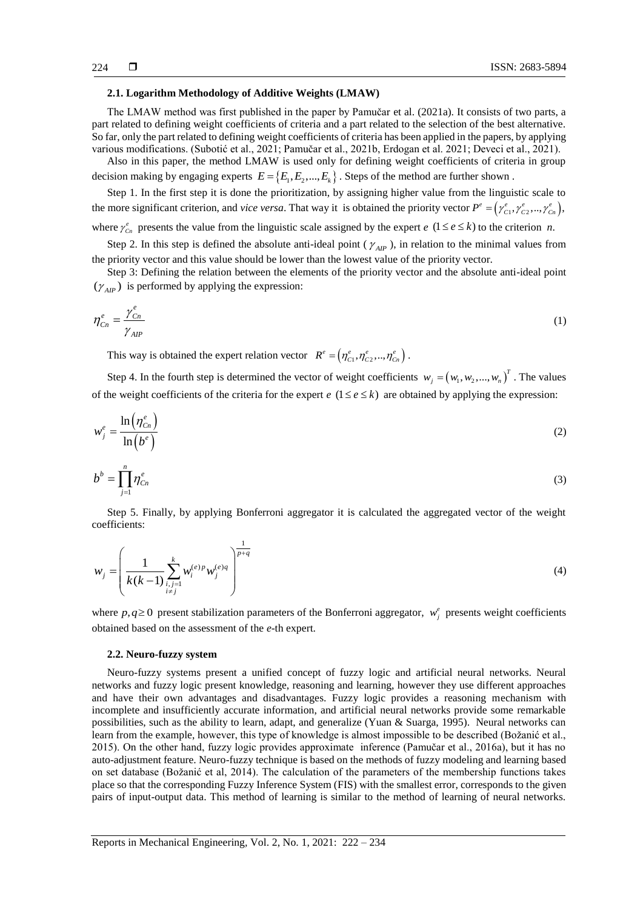### 2.1. Logarithm Methodology of Additive Weights (LMAW)

The LMAW method was first published in the paper by Pamučar et al. (2021a). It consists of two parts, a part related to defining weight coefficients of criteria and a part related to the selection of the best alternative. So far, only the part related to defining weight coefficients of criteria has been applied in the papers, by applying various modifications. (Subotić et al., 2021; Pamučar et al., 2021b, Erdogan et al. 2021; Deveci et al., 2021).

Also in this paper, the method LMAW is used only for defining weight coefficients of criteria in group decision making by engaging experts $E = \{E_1, E_2, ..., E_k\}$. Steps of the method are further shown .

Step 1. In the first step it is done the prioritization, by assigning higher value from the linguistic scale to the more significant criterion, and *vice versa*. That way it is obtained the priority vector $P^e = \left(\gamma_{C1}^e, \gamma_{C2}^e, .., \gamma_{Cn}^e\right)$, where $\gamma_{Cn}^e$ presents the value from the linguistic scale assigned by the expert $e$ $(1 \le e \le k)$ to the criterion $n$.

Step 2. In this step is defined the absolute anti-ideal point ($\gamma_{AIP}$), in relation to the minimal values from the priority vector and this value should be lower than the lowest value of the priority vector.

Step 3: Defining the relation between the elements of the priority vector and the absolute anti-ideal point $(\gamma_{AIP})$ is performed by applying the expression:

$$\eta_{Cn}^e = \frac{\gamma_{Cn}^e}{\gamma_{AIP}} \tag{1}$$

This way is obtained the expert relation vector $R^e = \left(\eta_{C1}^e, \eta_{C2}^e, .., \eta_{Cn}^e\right)$.

Step 4. In the fourth step is determined the vector of weight coefficients $w_j = \left(w_1, w_2, ..., w_n\right)^T$. The values of the weight coefficients of the criteria for the expert $e$ $(1 \le e \le k)$ are obtained by applying the expression:

$$w_j^e = \frac{\ln\left(\eta_{Cn}^e\right)}{\ln\left(b^e\right)} \tag{2}$$

$$b^b = \prod_{j=1}^{n} \eta_{Cn}^e \tag{3}$$

Step 5. Finally, by applying Bonferroni aggregator it is calculated the aggregated vector of the weight coefficients:

$$w_j = \left( \frac{1}{k(k-1)} \sum_{\substack{i,j=1 \\ i \ne j}}^{k} w_i^{(e)p} w_j^{(e)q} \right)^{\frac{1}{p+q}} \tag{4}$$

where $p, q \ge 0$ present stabilization parameters of the Bonferroni aggregator, $w_j^e$ presents weight coefficients obtained based on the assessment of the *e*-th expert.

### 2.2. Neuro-fuzzy system

Neuro-fuzzy systems present a unified concept of fuzzy logic and artificial neural networks. Neural networks and fuzzy logic present knowledge, reasoning and learning, however they use different approaches and have their own advantages and disadvantages. Fuzzy logic provides a reasoning mechanism with incomplete and insufficiently accurate information, and artificial neural networks provide some remarkable possibilities, such as the ability to learn, adapt, and generalize (Yuan & Suarga, 1995). Neural networks can learn from the example, however, this type of knowledge is almost impossible to be described (Božanić et al., 2015). On the other hand, fuzzy logic provides approximate inference (Pamučar et al., 2016a), but it has no auto-adjustment feature. Neuro-fuzzy technique is based on the methods of fuzzy modeling and learning based on set database (Božanić et al, 2014). The calculation of the parameters of the membership functions takes place so that the corresponding Fuzzy Inference System (FIS) with the smallest error, corresponds to the given pairs of input-output data. This method of learning is similar to the method of learning of neural networks.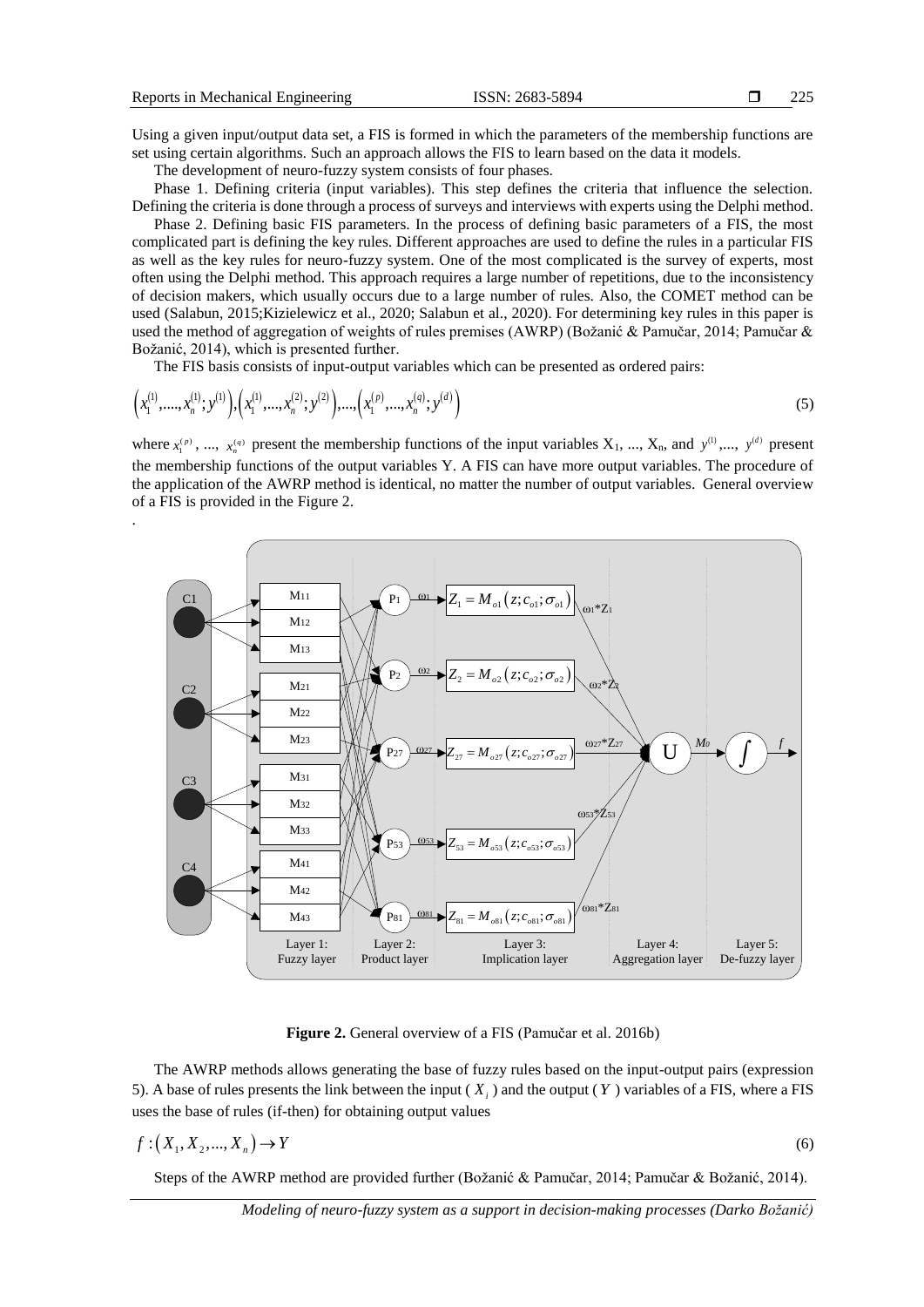Using a given input/output data set, a FIS is formed in which the parameters of the membership functions are set using certain algorithms. Such an approach allows the FIS to learn based on the data it models.

The development of neuro-fuzzy system consists of four phases.

Phase 1. Defining criteria (input variables). This step defines the criteria that influence the selection. Defining the criteria is done through a process of surveys and interviews with experts using the Delphi method.

Phase 2. Defining basic FIS parameters. In the process of defining basic parameters of a FIS, the most complicated part is defining the key rules. Different approaches are used to define the rules in a particular FIS as well as the key rules for neuro-fuzzy system. One of the most complicated is the survey of experts, most often using the Delphi method. This approach requires a large number of repetitions, due to the inconsistency of decision makers, which usually occurs due to a large number of rules. Also, the COMET method can be used (Salabun, 2015;Kizielewicz et al., 2020; Salabun et al., 2020). For determining key rules in this paper is used the method of aggregation of weights of rules premises (AWRP) (Božanić & Pamučar, 2014; Pamučar & Božanić, 2014), which is presented further.

The FIS basis consists of input-output variables which can be presented as ordered pairs:

$$\left(x_1^{(1)},....,x_n^{(1)};y^{(1)}\right),\left(x_1^{(1)},...,x_n^{(2)};y^{(2)}\right),...,\left(x_1^{(p)},...,x_n^{(q)};y^{(d)}\right) \tag{5}$$

where $x_1^{(p)}$, ..., $x_n^{(q)}$ present the membership functions of the input variables $X_1$, ..., $X_n$, and $y^{(1)}$,..., $y^{(d)}$ present the membership functions of the output variables Y. A FIS can have more output variables. The procedure of the application of the AWRP method is identical, no matter the number of output variables. General overview of a FIS is provided in the Figure 2.

.

**Figure 2.** General overview of a FIS (Pamučar et al. 2016b)

The AWRP methods allows generating the base of fuzzy rules based on the input-output pairs (expression 5). A base of rules presents the link between the input ( $X_i$ ) and the output ( $Y$ ) variables of a FIS, where a FIS uses the base of rules (if-then) for obtaining output values

$$f:\left(X_1, X_2,..., X_n\right) \to Y \tag{6}$$

Steps of the AWRP method are provided further (Božanić & Pamučar, 2014; Pamučar & Božanić, 2014).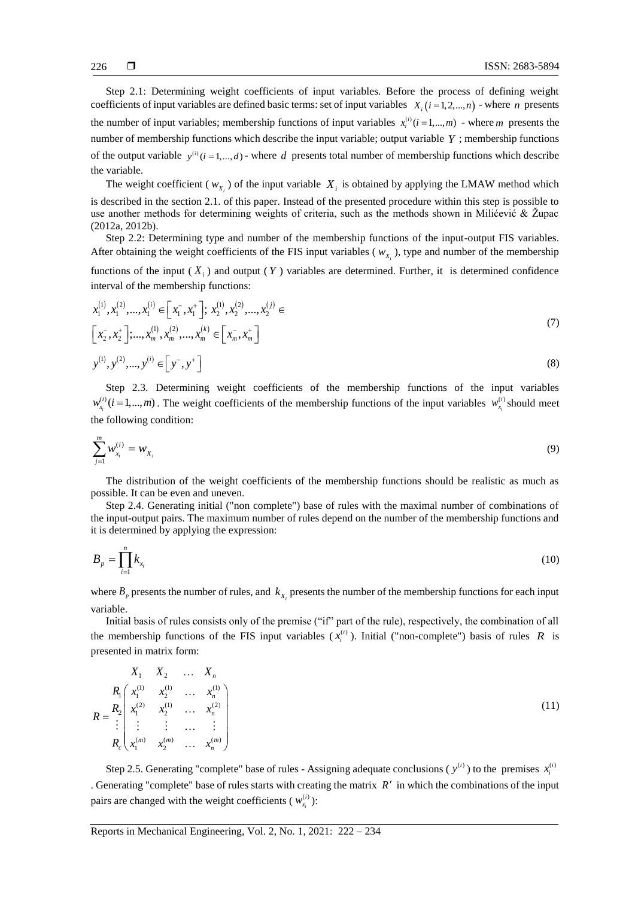Step 2.1: Determining weight coefficients of input variables. Before the process of defining weight coefficients of input variables are defined basic terms: set of input variables $X_i\left(i=1,2,...,n\right)$ - where $n$ presents the number of input variables; membership functions of input variables $x_i^{(i)}(i=1,...,m)$ - where $m$ presents the number of membership functions which describe the input variable; output variable $Y$ ; membership functions of the output variable $y^{(i)}(i=1,...,d)$ - where $d$ presents total number of membership functions which describe the variable.

The weight coefficient ( $w_{X_i}$ ) of the input variable $X_i$ is obtained by applying the LMAW method which is described in the section 2.1. of this paper. Instead of the presented procedure within this step is possible to use another methods for determining weights of criteria, such as the methods shown in Milićević & Župac (2012a, 2012b).

Step 2.2: Determining type and number of the membership functions of the input-output FIS variables. After obtaining the weight coefficients of the FIS input variables ( $w_{X_i}$ ), type and number of the membership functions of the input ( $X_i$ ) and output ( $Y$ ) variables are determined. Further, it is determined confidence interval of the membership functions:

$$x_1^{(1)},x_1^{(2)},...,x_1^{(i)}\in\left[x_1^-,x_1^+\right];\ x_2^{(1)},x_2^{(2)},...,x_2^{(j)}\in \left[x_2^-,x_2^+\right];...,x_m^{(1)},x_m^{(2)},...,x_m^{(k)}\in\left[x_m^-,x_m^+\right] \tag{7}$$

$$y^{(1)},y^{(2)},...,y^{(i)}\in\left[y^-,y^+\right] \tag{8}$$

Step 2.3. Determining weight coefficients of the membership functions of the input variables $w_{x_i}^{(i)}(i=1,...,m)$. The weight coefficients of the membership functions of the input variables $w_{x_i}^{(i)}$ should meet the following condition:

$$\sum_{j=1}^{m} w_{x_i}^{(i)} = w_{X_i} \tag{9}$$

The distribution of the weight coefficients of the membership functions should be realistic as much as possible. It can be even and uneven.

Step 2.4. Generating initial ("non complete") base of rules with the maximal number of combinations of the input-output pairs. The maximum number of rules depend on the number of the membership functions and it is determined by applying the expression:

$$B_p = \prod_{i=1}^{n} k_{x_i} \tag{10}$$

where $B_p$ presents the number of rules, and $k_{X_i}$ presents the number of the membership functions for each input variable.

Initial basis of rules consists only of the premise ("if" part of the rule), respectively, the combination of all the membership functions of the FIS input variables ( $x_i^{(i)}$ ). Initial ("non-complete") basis of rules $R$ is presented in matrix form:

$$R = \begin{matrix} & \begin{matrix} X_1 & X_2 & \dots & X_n \end{matrix} \\ \begin{matrix} R_1 \\ R_2 \\ \vdots \\ R_c \end{matrix} & \begin{pmatrix} x_1^{(1)} & x_2^{(1)} & \dots & x_n^{(1)} \\ x_1^{(2)} & x_2^{(1)} & \dots & x_n^{(2)} \\ \vdots & \vdots & \dots & \vdots \\ x_1^{(m)} & x_2^{(m)} & \dots & x_n^{(m)} \end{pmatrix} \end{matrix} \tag{11}$$

Step 2.5. Generating "complete" base of rules - Assigning adequate conclusions ( $y^{(i)}$ ) to the premises $x_i^{(i)}$. Generating "complete" base of rules starts with creating the matrix $R'$ in which the combinations of the input pairs are changed with the weight coefficients ( $w_{x_i}^{(i)}$ ):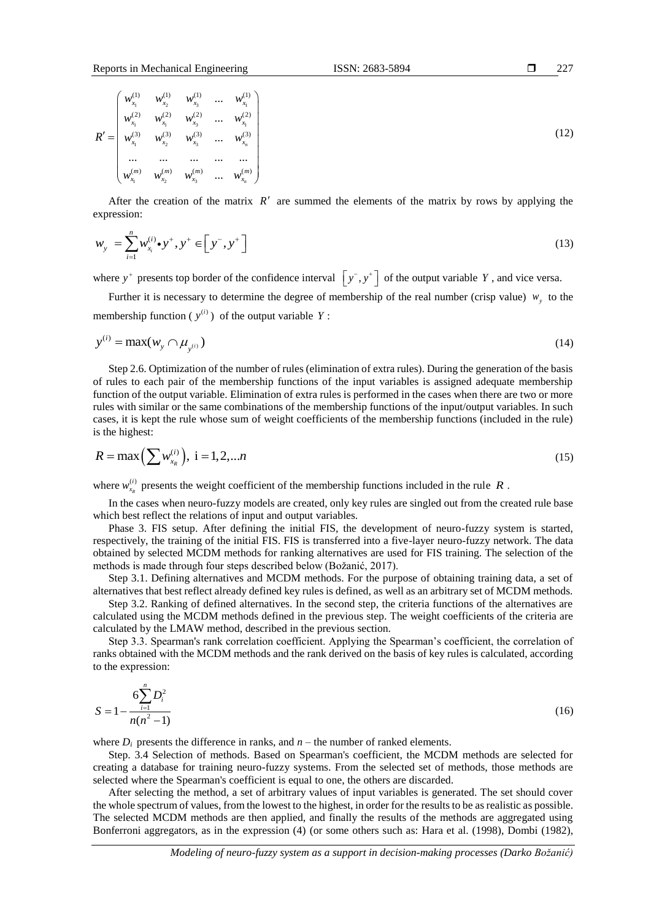$$R' = \begin{pmatrix} w_{x_1}^{(1)} & w_{x_2}^{(1)} & w_{x_3}^{(1)} & \ldots & w_{x_1}^{(1)} \\ w_{x_1}^{(2)} & w_{x_1}^{(2)} & w_{x_3}^{(2)} & \ldots & w_{x_1}^{(2)} \\ w_{x_1}^{(3)} & w_{x_2}^{(3)} & w_{x_3}^{(3)} & \ldots & w_{x_n}^{(3)} \\ \ldots & \ldots & \ldots & \ldots & \ldots \\ w_{x_1}^{(m)} & w_{x_2}^{(m)} & w_{x_3}^{(m)} & \ldots & w_{x_n}^{(m)} \end{pmatrix} \tag{12}$$

After the creation of the matrix $R'$ are summed the elements of the matrix by rows by applying the expression:

$$w_y = \sum_{i=1}^{n} w_{x_i}^{(i)} \bullet y^+, y^+ \in \left[ y^-, y^+ \right] \tag{13}$$

where $y^+$ presents top border of the confidence interval $\left[ y^-, y^+ \right]$ of the output variable $Y$, and vice versa.

Further it is necessary to determine the degree of membership of the real number (crisp value) $w_y$ to the membership function ($y^{(i)}$) of the output variable $Y$:

$$y^{(i)} = \max(w_y \cap \mu_{y^{(i)}}) \tag{14}$$

Step 2.6. Optimization of the number of rules (elimination of extra rules). During the generation of the basis of rules to each pair of the membership functions of the input variables is assigned adequate membership function of the output variable. Elimination of extra rules is performed in the cases when there are two or more rules with similar or the same combinations of the membership functions of the input/output variables. In such cases, it is kept the rule whose sum of weight coefficients of the membership functions (included in the rule) is the highest:

$$R = \max\left( \sum w_{x_R}^{(i)} \right), \ \mathrm{i} = 1, 2, \ldots n \tag{15}$$

where $w_{x_R}^{(i)}$ presents the weight coefficient of the membership functions included in the rule $R$.

In the cases when neuro-fuzzy models are created, only key rules are singled out from the created rule base which best reflect the relations of input and output variables.

Phase 3. FIS setup. After defining the initial FIS, the development of neuro-fuzzy system is started, respectively, the training of the initial FIS. FIS is transferred into a five-layer neuro-fuzzy network. The data obtained by selected MCDM methods for ranking alternatives are used for FIS training. The selection of the methods is made through four steps described below (Božanić, 2017).

Step 3.1. Defining alternatives and MCDM methods. For the purpose of obtaining training data, a set of alternatives that best reflect already defined key rules is defined, as well as an arbitrary set of MCDM methods.

Step 3.2. Ranking of defined alternatives. In the second step, the criteria functions of the alternatives are calculated using the MCDM methods defined in the previous step. The weight coefficients of the criteria are calculated by the LMAW method, described in the previous section.

Step 3.3. Spearman's rank correlation coefficient. Applying the Spearman's coefficient, the correlation of ranks obtained with the MCDM methods and the rank derived on the basis of key rules is calculated, according to the expression:

$$S = 1 - \frac{6\sum_{i=1}^{n} D_i^2}{n(n^2-1)} \tag{16}$$

where $D_i$ presents the difference in ranks, and $n$ – the number of ranked elements.

Step. 3.4 Selection of methods. Based on Spearman's coefficient, the MCDM methods are selected for creating a database for training neuro-fuzzy systems. From the selected set of methods, those methods are selected where the Spearman's coefficient is equal to one, the others are discarded.

After selecting the method, a set of arbitrary values of input variables is generated. The set should cover the whole spectrum of values, from the lowest to the highest, in order for the results to be as realistic as possible. The selected MCDM methods are then applied, and finally the results of the methods are aggregated using Bonferroni aggregators, as in the expression (4) (or some others such as: Hara et al. (1998), Dombi (1982),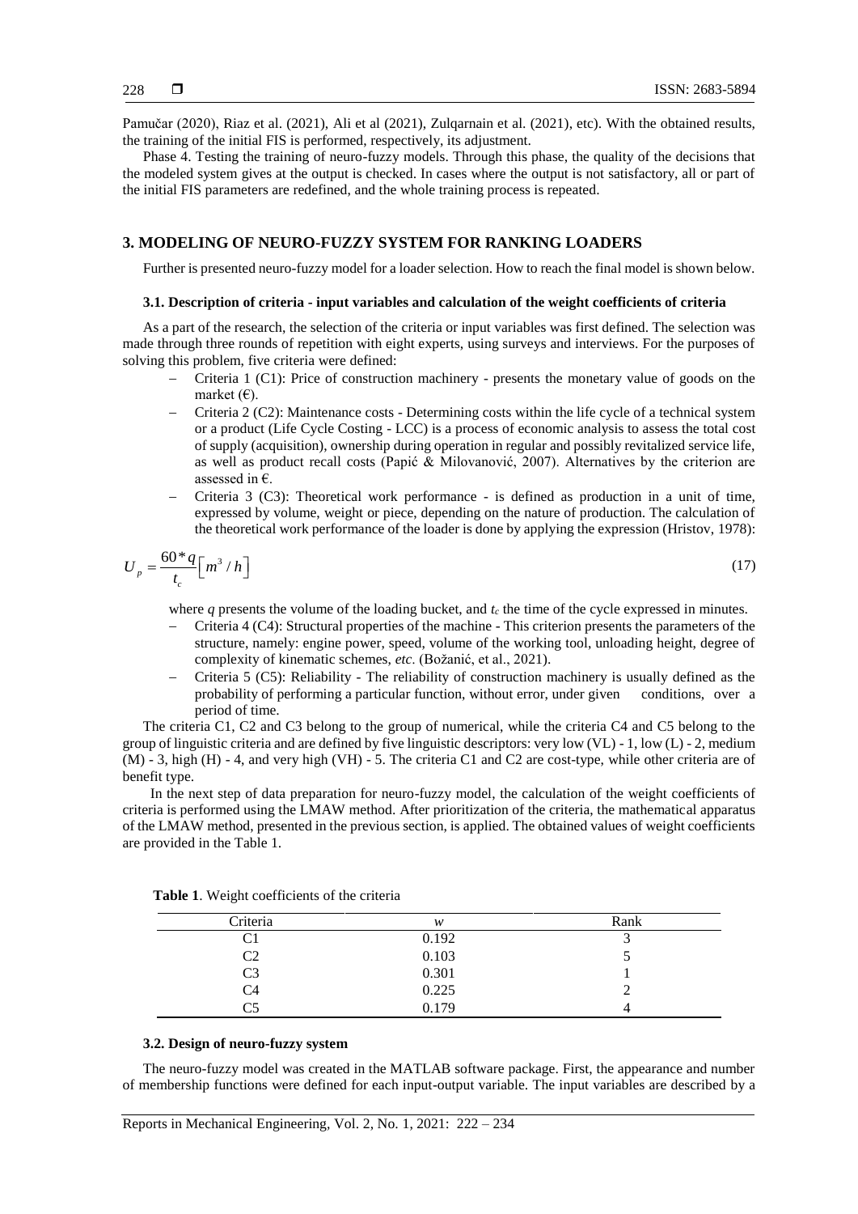Pamučar (2020), Riaz et al. (2021), Ali et al (2021), Zulqarnain et al. (2021), etc). With the obtained results, the training of the initial FIS is performed, respectively, its adjustment.

Phase 4. Testing the training of neuro-fuzzy models. Through this phase, the quality of the decisions that the modeled system gives at the output is checked. In cases where the output is not satisfactory, all or part of the initial FIS parameters are redefined, and the whole training process is repeated.

## 3. MODELING OF NEURO-FUZZY SYSTEM FOR RANKING LOADERS

Further is presented neuro-fuzzy model for a loader selection. How to reach the final model is shown below.

### 3.1. Description of criteria - input variables and calculation of the weight coefficients of criteria

As a part of the research, the selection of the criteria or input variables was first defined. The selection was made through three rounds of repetition with eight experts, using surveys and interviews. For the purposes of solving this problem, five criteria were defined:

- Criteria 1 (C1): Price of construction machinery - presents the monetary value of goods on the market (€).
- Criteria 2 (C2): Maintenance costs - Determining costs within the life cycle of a technical system or a product (Life Cycle Costing - LCC) is a process of economic analysis to assess the total cost of supply (acquisition), ownership during operation in regular and possibly revitalized service life, as well as product recall costs (Papić & Milovanović, 2007). Alternatives by the criterion are assessed in €.
- Criteria 3 (C3): Theoretical work performance - is defined as production in a unit of time, expressed by volume, weight or piece, depending on the nature of production. The calculation of the theoretical work performance of the loader is done by applying the expression (Hristov, 1978):

$$U_p = \frac{60 * q}{t_c} \left[ m^3 / h \right] \tag{17}$$

where $q$ presents the volume of the loading bucket, and $t_c$ the time of the cycle expressed in minutes.

- Criteria 4 (C4): Structural properties of the machine - This criterion presents the parameters of the structure, namely: engine power, speed, volume of the working tool, unloading height, degree of complexity of kinematic schemes, *etc*. (Božanić, et al., 2021).
- Criteria 5 (C5): Reliability - The reliability of construction machinery is usually defined as the probability of performing a particular function, without error, under given conditions, over a period of time.

The criteria C1, C2 and C3 belong to the group of numerical, while the criteria C4 and C5 belong to the group of linguistic criteria and are defined by five linguistic descriptors: very low (VL) - 1, low (L) - 2, medium (M) - 3, high (H) - 4, and very high (VH) - 5. The criteria C1 and C2 are cost-type, while other criteria are of benefit type.

In the next step of data preparation for neuro-fuzzy model, the calculation of the weight coefficients of criteria is performed using the LMAW method. After prioritization of the criteria, the mathematical apparatus of the LMAW method, presented in the previous section, is applied. The obtained values of weight coefficients are provided in the Table 1.

**Table 1**. Weight coefficients of the criteria

| Criteria | $w$ | Rank |
|---|---|---|
| C1 | 0.192 | 3 |
| C2 | 0.103 | 5 |
| C3 | 0.301 | 1 |
| C4 | 0.225 | 2 |
| C5 | 0.179 | 4 |

### 3.2. Design of neuro-fuzzy system

The neuro-fuzzy model was created in the MATLAB software package. First, the appearance and number of membership functions were defined for each input-output variable. The input variables are described by a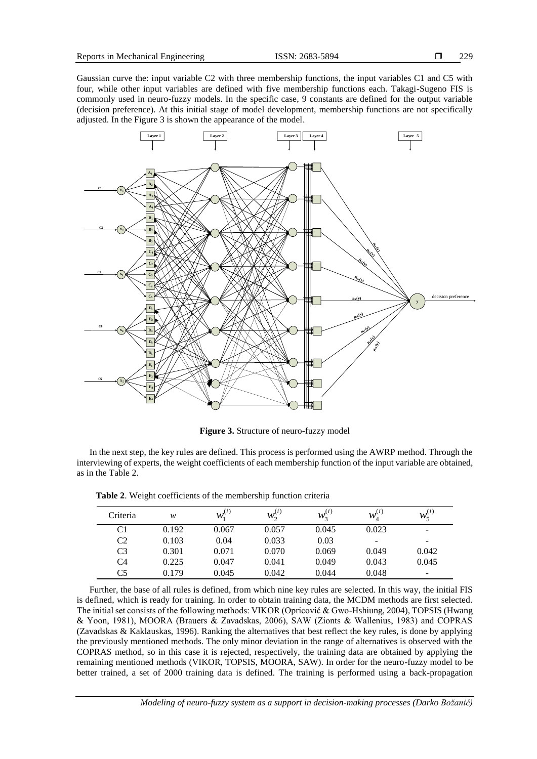Gaussian curve the: input variable C2 with three membership functions, the input variables C1 and C5 with four, while other input variables are defined with five membership functions each. Takagi-Sugeno FIS is commonly used in neuro-fuzzy models. In the specific case, 9 constants are defined for the output variable (decision preference). At this initial stage of model development, membership functions are not specifically adjusted. In the Figure 3 is shown the appearance of the model.

**Figure 3.** Structure of neuro-fuzzy model

In the next step, the key rules are defined. This process is performed using the AWRP method. Through the interviewing of experts, the weight coefficients of each membership function of the input variable are obtained, as in the Table 2.

**Table 2**. Weight coefficients of the membership function criteria

| Criteria | $w$ | $w_1^{(i)}$ | $w_2^{(i)}$ | $w_3^{(i)}$ | $w_4^{(i)}$ | $w_5^{(i)}$ |
|---|---|---|---|---|---|---|
| C1 | 0.192 | 0.067 | 0.057 | 0.045 | 0.023 | - |
| C2 | 0.103 | 0.04 | 0.033 | 0.03 | - | - |
| C3 | 0.301 | 0.071 | 0.070 | 0.069 | 0.049 | 0.042 |
| C4 | 0.225 | 0.047 | 0.041 | 0.049 | 0.043 | 0.045 |
| C5 | 0.179 | 0.045 | 0.042 | 0.044 | 0.048 | - |

Further, the base of all rules is defined, from which nine key rules are selected. In this way, the initial FIS is defined, which is ready for training. In order to obtain training data, the MCDM methods are first selected. The initial set consists of the following methods: VIKOR (Opricović & Gwo-Hshiung, 2004), TOPSIS (Hwang & Yoon, 1981), MOORA (Brauers & Zavadskas, 2006), SAW (Zionts & Wallenius, 1983) and COPRAS (Zavadskas & Kaklauskas, 1996). Ranking the alternatives that best reflect the key rules, is done by applying the previously mentioned methods. The only minor deviation in the range of alternatives is observed with the COPRAS method, so in this case it is rejected, respectively, the training data are obtained by applying the remaining mentioned methods (VIKOR, TOPSIS, MOORA, SAW). In order for the neuro-fuzzy model to be better trained, a set of 2000 training data is defined. The training is performed using a back-propagation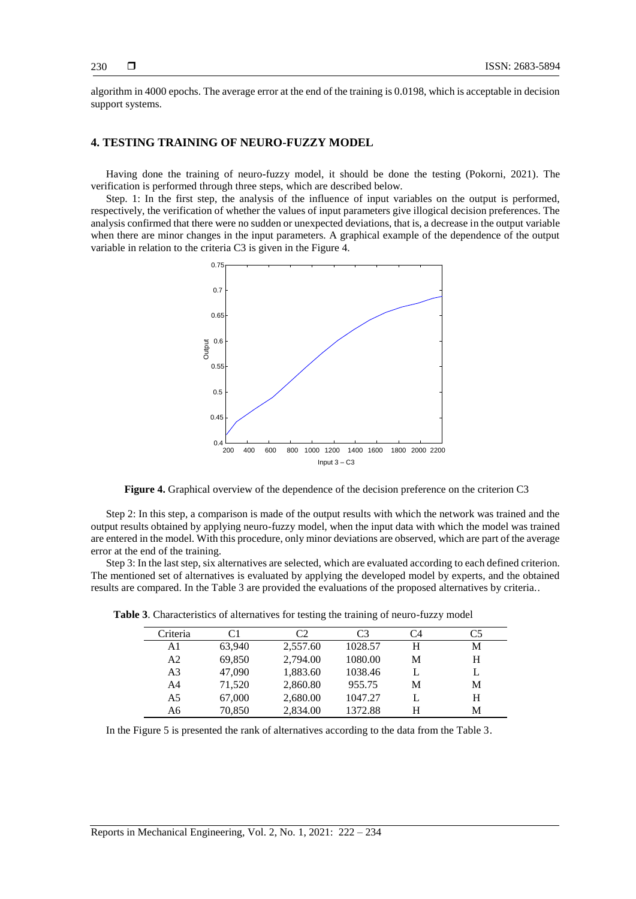algorithm in 4000 epochs. The average error at the end of the training is 0.0198, which is acceptable in decision support systems.

## 4. TESTING TRAINING OF NEURO-FUZZY MODEL

Having done the training of neuro-fuzzy model, it should be done the testing (Pokorni, 2021). The verification is performed through three steps, which are described below.

Step. 1: In the first step, the analysis of the influence of input variables on the output is performed, respectively, the verification of whether the values of input parameters give illogical decision preferences. The analysis confirmed that there were no sudden or unexpected deviations, that is, a decrease in the output variable when there are minor changes in the input parameters. A graphical example of the dependence of the output variable in relation to the criteria C3 is given in the Figure 4.

**Figure 4.** Graphical overview of the dependence of the decision preference on the criterion C3

Step 2: In this step, a comparison is made of the output results with which the network was trained and the output results obtained by applying neuro-fuzzy model, when the input data with which the model was trained are entered in the model. With this procedure, only minor deviations are observed, which are part of the average error at the end of the training.

Step 3: In the last step, six alternatives are selected, which are evaluated according to each defined criterion. The mentioned set of alternatives is evaluated by applying the developed model by experts, and the obtained results are compared. In the Table 3 are provided the evaluations of the proposed alternatives by criteria..

**Table 3**. Characteristics of alternatives for testing the training of neuro-fuzzy model

| Criteria | C1 | C2 | C3 | C4 | C5 |
|---|---|---|---|---|---|
| A1 | 63,940 | 2,557.60 | 1028.57 | H | M |
| A2 | 69,850 | 2,794.00 | 1080.00 | M | H |
| A3 | 47,090 | 1,883.60 | 1038.46 | L | L |
| A4 | 71,520 | 2,860.80 | 955.75 | M | M |
| A5 | 67,000 | 2,680.00 | 1047.27 | L | H |
| A6 | 70,850 | 2,834.00 | 1372.88 | H | M |

In the Figure 5 is presented the rank of alternatives according to the data from the Table 3.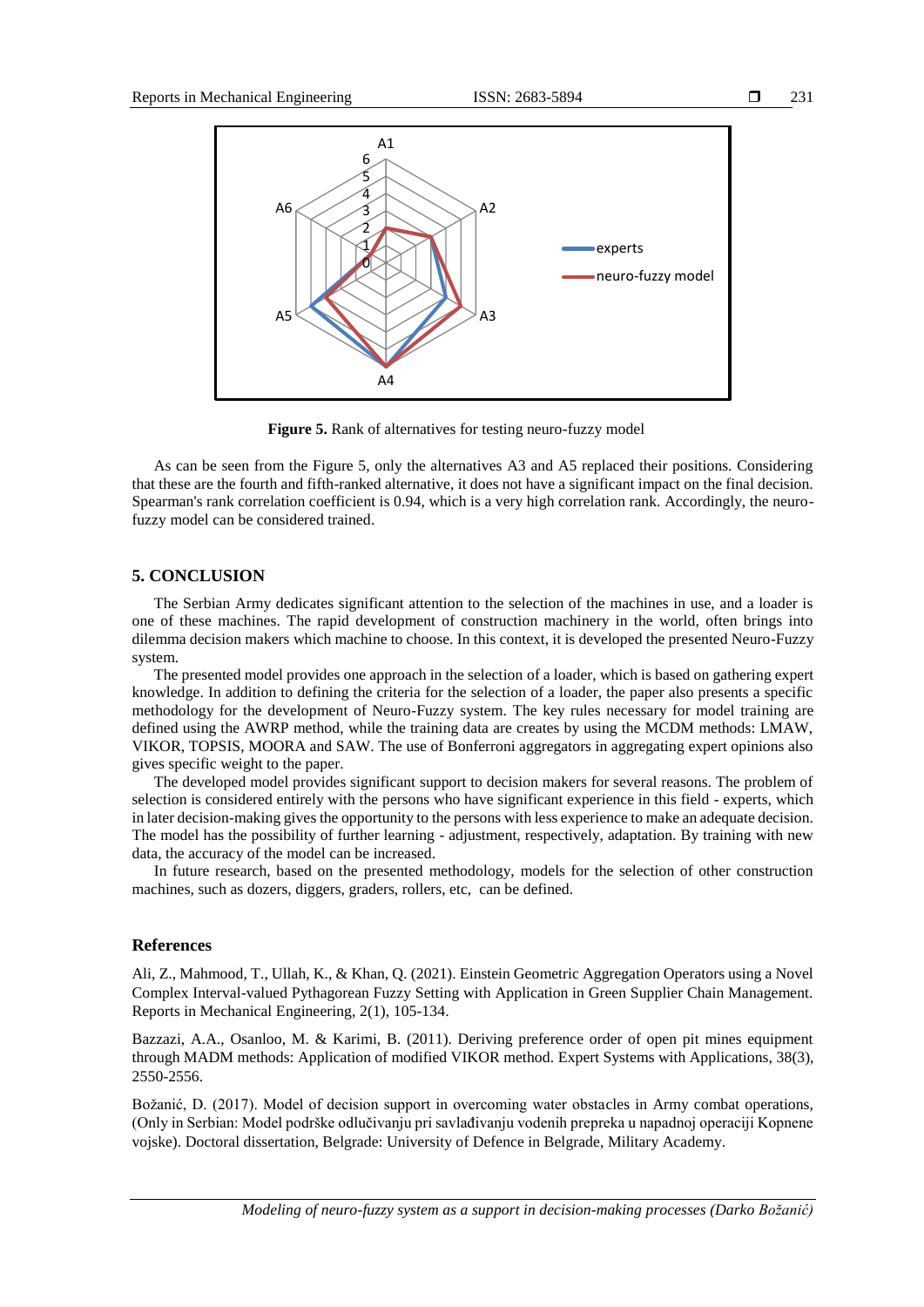**Figure 5.** Rank of alternatives for testing neuro-fuzzy model

As can be seen from the Figure 5, only the alternatives A3 and A5 replaced their positions. Considering that these are the fourth and fifth-ranked alternative, it does not have a significant impact on the final decision. Spearman's rank correlation coefficient is 0.94, which is a very high correlation rank. Accordingly, the neuro-fuzzy model can be considered trained.

## 5. CONCLUSION

The Serbian Army dedicates significant attention to the selection of the machines in use, and a loader is one of these machines. The rapid development of construction machinery in the world, often brings into dilemma decision makers which machine to choose. In this context, it is developed the presented Neuro-Fuzzy system.

The presented model provides one approach in the selection of a loader, which is based on gathering expert knowledge. In addition to defining the criteria for the selection of a loader, the paper also presents a specific methodology for the development of Neuro-Fuzzy system. The key rules necessary for model training are defined using the AWRP method, while the training data are creates by using the MCDM methods: LMAW, VIKOR, TOPSIS, MOORA and SAW. The use of Bonferroni aggregators in aggregating expert opinions also gives specific weight to the paper.

The developed model provides significant support to decision makers for several reasons. The problem of selection is considered entirely with the persons who have significant experience in this field - experts, which in later decision-making gives the opportunity to the persons with less experience to make an adequate decision. The model has the possibility of further learning - adjustment, respectively, adaptation. By training with new data, the accuracy of the model can be increased.

In future research, based on the presented methodology, models for the selection of other construction machines, such as dozers, diggers, graders, rollers, etc, can be defined.

## References

Ali, Z., Mahmood, T., Ullah, K., & Khan, Q. (2021). Einstein Geometric Aggregation Operators using a Novel Complex Interval-valued Pythagorean Fuzzy Setting with Application in Green Supplier Chain Management. Reports in Mechanical Engineering, 2(1), 105-134.

Bazzazi, A.A., Osanloo, M. & Karimi, B. (2011). Deriving preference order of open pit mines equipment through MADM methods: Application of modified VIKOR method. Expert Systems with Applications, 38(3), 2550-2556.

Božanić, D. (2017). Model of decision support in overcoming water obstacles in Army combat operations, (Only in Serbian: Model podrške odlučivanju pri savlađivanju vodenih prepreka u napadnoj operaciji Kopnene vojske). Doctoral dissertation, Belgrade: University of Defence in Belgrade, Military Academy.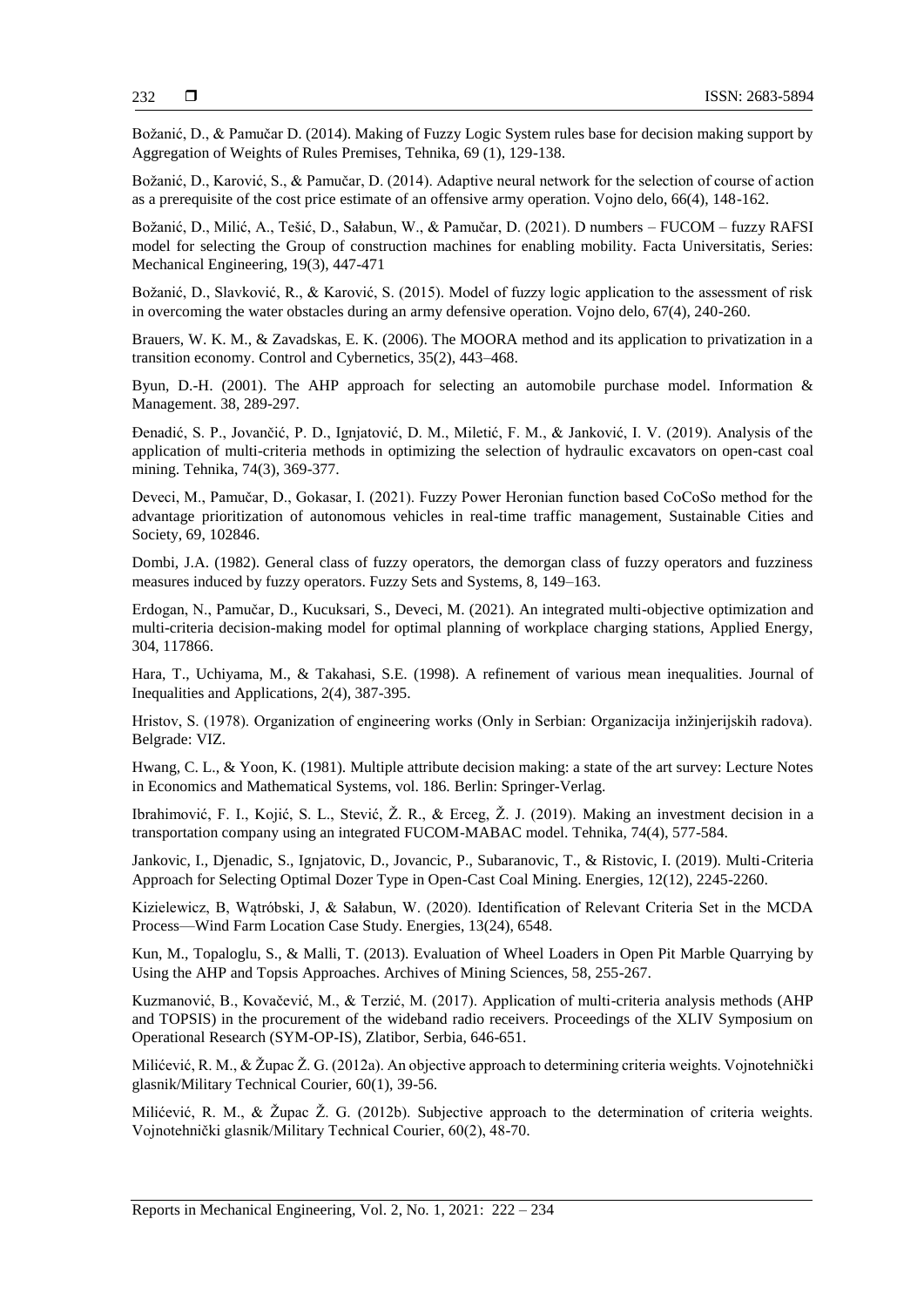Božanić, D., & Pamučar D. (2014). Making of Fuzzy Logic System rules base for decision making support by Aggregation of Weights of Rules Premises, Tehnika, 69 (1), 129-138.

Božanić, D., Karović, S., & Pamučar, D. (2014). Adaptive neural network for the selection of course of action as a prerequisite of the cost price estimate of an offensive army operation. Vojno delo, 66(4), 148-162.

Božanić, D., Milić, A., Tešić, D., Sałabun, W., & Pamučar, D. (2021). D numbers – FUCOM – fuzzy RAFSI model for selecting the Group of construction machines for enabling mobility. Facta Universitatis, Series: Mechanical Engineering, 19(3), 447-471

Božanić, D., Slavković, R., & Karović, S. (2015). Model of fuzzy logic application to the assessment of risk in overcoming the water obstacles during an army defensive operation. Vojno delo, 67(4), 240-260.

Brauers, W. K. M., & Zavadskas, E. K. (2006). The MOORA method and its application to privatization in a transition economy. Control and Cybernetics, 35(2), 443–468.

Byun, D.-H. (2001). The AHP approach for selecting an automobile purchase model. Information & Management. 38, 289-297.

Đenadić, S. P., Jovančić, P. D., Ignjatović, D. M., Miletić, F. M., & Janković, I. V. (2019). Analysis of the application of multi-criteria methods in optimizing the selection of hydraulic excavators on open-cast coal mining. Tehnika, 74(3), 369-377.

Deveci, M., Pamučar, D., Gokasar, I. (2021). Fuzzy Power Heronian function based CoCoSo method for the advantage prioritization of autonomous vehicles in real-time traffic management, Sustainable Cities and Society, 69, 102846.

Dombi, J.A. (1982). General class of fuzzy operators, the demorgan class of fuzzy operators and fuzziness measures induced by fuzzy operators. Fuzzy Sets and Systems, 8, 149–163.

Erdogan, N., Pamučar, D., Kucuksari, S., Deveci, M. (2021). An integrated multi-objective optimization and multi-criteria decision-making model for optimal planning of workplace charging stations, Applied Energy, 304, 117866.

Hara, T., Uchiyama, M., & Takahasi, S.E. (1998). A refinement of various mean inequalities. Journal of Inequalities and Applications, 2(4), 387-395.

Hristov, S. (1978). Organization of engineering works (Only in Serbian: Organizacija inžinjerijskih radova). Belgrade: VIZ.

Hwang, C. L., & Yoon, K. (1981). Multiple attribute decision making: a state of the art survey: Lecture Notes in Economics and Mathematical Systems, vol. 186. Berlin: Springer-Verlag.

Ibrahimović, F. I., Kojić, S. L., Stević, Ž. R., & Erceg, Ž. J. (2019). Making an investment decision in a transportation company using an integrated FUCOM-MABAC model. Tehnika, 74(4), 577-584.

Jankovic, I., Djenadic, S., Ignjatovic, D., Jovancic, P., Subaranovic, T., & Ristovic, I. (2019). Multi-Criteria Approach for Selecting Optimal Dozer Type in Open-Cast Coal Mining. Energies, 12(12), 2245-2260.

Kizielewicz, B, Wątróbski, J, & Sałabun, W. (2020). Identification of Relevant Criteria Set in the MCDA Process—Wind Farm Location Case Study. Energies, 13(24), 6548.

Kun, M., Topaloglu, S., & Malli, T. (2013). Evaluation of Wheel Loaders in Open Pit Marble Quarrying by Using the AHP and Topsis Approaches. Archives of Mining Sciences, 58, 255-267.

Kuzmanović, B., Kovačević, M., & Terzić, M. (2017). Application of multi-criteria analysis methods (AHP and TOPSIS) in the procurement of the wideband radio receivers. Proceedings of the XLIV Symposium on Operational Research (SYM-OP-IS), Zlatibor, Serbia, 646-651.

Milićević, R. M., & Župac Ž. G. (2012a). An objective approach to determining criteria weights. Vojnotehnički glasnik/Military Technical Courier, 60(1), 39-56.

Milićević, R. M., & Župac Ž. G. (2012b). Subjective approach to the determination of criteria weights. Vojnotehnički glasnik/Military Technical Courier, 60(2), 48-70.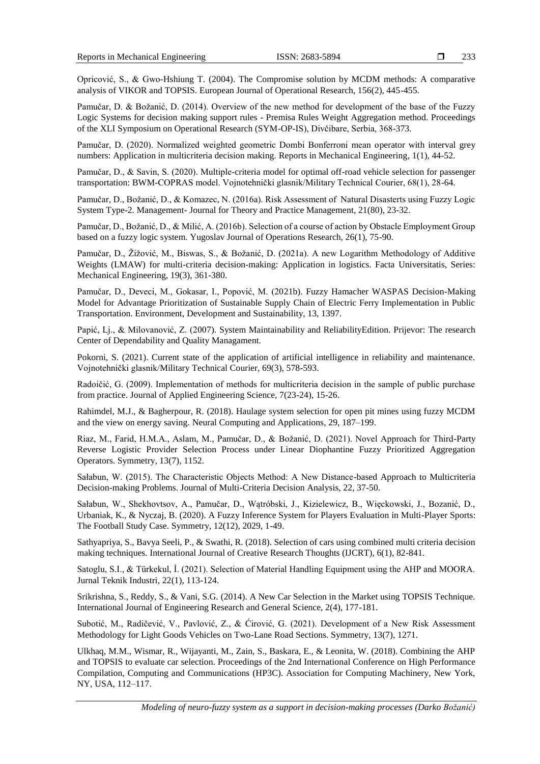Opricović, S., & Gwo-Hshiung T. (2004). The Compromise solution by MCDM methods: A comparative analysis of VIKOR and TOPSIS. European Journal of Operational Research, 156(2), 445-455.

Pamučar, D. & Božanić, D. (2014). Overview of the new method for development of the base of the Fuzzy Logic Systems for decision making support rules - Premisa Rules Weight Aggregation method. Proceedings of the XLI Symposium on Operational Research (SYM-OP-IS), Divčibare, Serbia, 368-373.

Pamučar, D. (2020). Normalized weighted geometric Dombi Bonferroni mean operator with interval grey numbers: Application in multicriteria decision making. Reports in Mechanical Engineering, 1(1), 44-52.

Pamučar, D., & Savin, S. (2020). Multiple-criteria model for optimal off-road vehicle selection for passenger transportation: BWM-COPRAS model. Vojnotehnički glasnik/Military Technical Courier, 68(1), 28-64.

Pamučar, D., Božanić, D., & Komazec, N. (2016a). Risk Assessment of Natural Disasterts using Fuzzy Logic System Type-2. Management- Journal for Theory and Practice Management, 21(80), 23-32.

Pamučar, D., Božanić, D., & Milić, A. (2016b). Selection of a course of action by Obstacle Employment Group based on a fuzzy logic system. Yugoslav Journal of Operations Research, 26(1), 75-90.

Pamučar, D., Žižović, M., Biswas, S., & Božanić, D. (2021a). A new Logarithm Methodology of Additive Weights (LMAW) for multi-criteria decision-making: Application in logistics. Facta Universitatis, Series: Mechanical Engineering, 19(3), 361-380.

Pamučar, D., Deveci, M., Gokasar, I., Popović, M. (2021b). Fuzzy Hamacher WASPAS Decision-Making Model for Advantage Prioritization of Sustainable Supply Chain of Electric Ferry Implementation in Public Transportation. Environment, Development and Sustainability, 13, 1397.

Papić, Lj., & Milovanović, Z. (2007). System Maintainability and ReliabilityEdition. Prijevor: The research Center of Dependability and Quality Managament.

Pokorni, S. (2021). Current state of the application of artificial intelligence in reliability and maintenance. Vojnotehnički glasnik/Military Technical Courier, 69(3), 578-593.

Radoičić, G. (2009). Implementation of methods for multicriteria decision in the sample of public purchase from practice. Journal of Applied Engineering Science, 7(23-24), 15-26.

Rahimdel, M.J., & Bagherpour, R. (2018). Haulage system selection for open pit mines using fuzzy MCDM and the view on energy saving. Neural Computing and Applications, 29, 187–199.

Riaz, M., Farid, H.M.A., Aslam, M., Pamučar, D., & Božanić, D. (2021). Novel Approach for Third-Party Reverse Logistic Provider Selection Process under Linear Diophantine Fuzzy Prioritized Aggregation Operators. Symmetry, 13(7), 1152.

Sałabun, W. (2015). The Characteristic Objects Method: A New Distance-based Approach to Multicriteria Decision-making Problems. Journal of Multi-Criteria Decision Analysis, 22, 37-50.

Sałabun, W., Shekhovtsov, A., Pamučar, D., Wątróbski, J., Kizielewicz, B., Więckowski, J., Bozanić, D., Urbaniak, K., & Nyczaj, B. (2020). A Fuzzy Inference System for Players Evaluation in Multi-Player Sports: The Football Study Case. Symmetry, 12(12), 2029, 1-49.

Sathyapriya, S., Bavya Seeli, P., & Swathi, R. (2018). Selection of cars using combined multi criteria decision making techniques. International Journal of Creative Research Thoughts (IJCRT), 6(1), 82-841.

Satoglu, S.I., & Türkekul, İ. (2021). Selection of Material Handling Equipment using the AHP and MOORA. Jurnal Teknik Industri, 22(1), 113-124.

Srikrishna, S., Reddy, S., & Vani, S.G. (2014). A New Car Selection in the Market using TOPSIS Technique. International Journal of Engineering Research and General Science, 2(4), 177-181.

Subotić, M., Radičević, V., Pavlović, Z., & Ćirović, G. (2021). Development of a New Risk Assessment Methodology for Light Goods Vehicles on Two-Lane Road Sections. Symmetry, 13(7), 1271.

Ulkhaq, M.M., Wismar, R., Wijayanti, M., Zain, S., Baskara, E., & Leonita, W. (2018). Combining the AHP and TOPSIS to evaluate car selection. Proceedings of the 2nd International Conference on High Performance Compilation, Computing and Communications (HP3C). Association for Computing Machinery, New York, NY, USA, 112–117.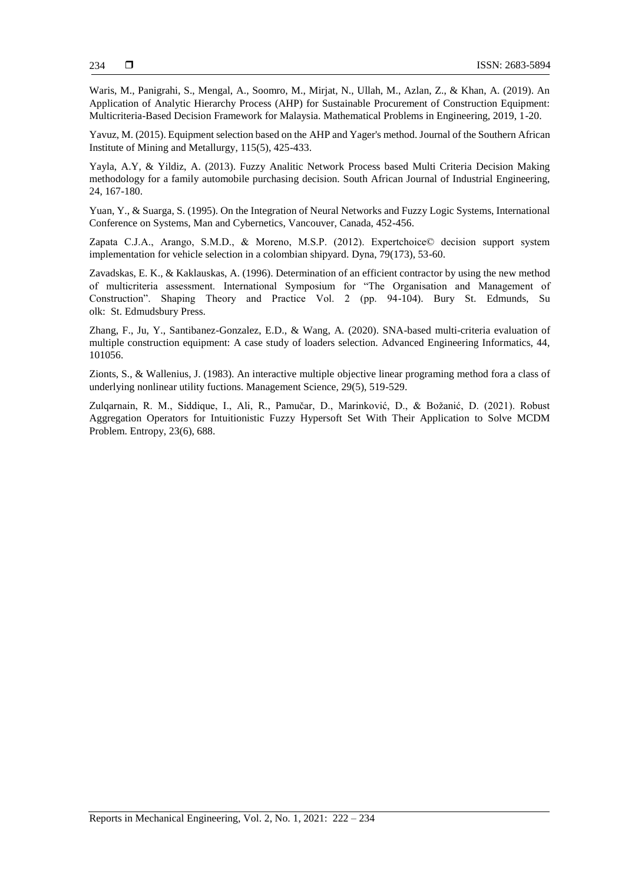Waris, M., Panigrahi, S., Mengal, A., Soomro, M., Mirjat, N., Ullah, M., Azlan, Z., & Khan, A. (2019). An Application of Analytic Hierarchy Process (AHP) for Sustainable Procurement of Construction Equipment: Multicriteria-Based Decision Framework for Malaysia. Mathematical Problems in Engineering, 2019, 1-20.

Yavuz, M. (2015). Equipment selection based on the AHP and Yager's method. Journal of the Southern African Institute of Mining and Metallurgy, 115(5), 425-433.

Yayla, A.Y, & Yildiz, A. (2013). Fuzzy Analitic Network Process based Multi Criteria Decision Making methodology for a family automobile purchasing decision. South African Journal of Industrial Engineering, 24, 167-180.

Yuan, Y., & Suarga, S. (1995). On the Integration of Neural Networks and Fuzzy Logic Systems, International Conference on Systems, Man and Cybernetics, Vancouver, Canada, 452-456.

Zapata C.J.A., Arango, S.M.D., & Moreno, M.S.P. (2012). Expertchoice© decision support system implementation for vehicle selection in a colombian shipyard. Dyna, 79(173), 53-60.

Zavadskas, E. K., & Kaklauskas, A. (1996). Determination of an efficient contractor by using the new method of multicriteria assessment. International Symposium for "The Organisation and Management of Construction". Shaping Theory and Practice Vol. 2 (pp. 94-104). Bury St. Edmunds, Su olk: St. Edmudsbury Press.

Zhang, F., Ju, Y., Santibanez-Gonzalez, E.D., & Wang, A. (2020). SNA-based multi-criteria evaluation of multiple construction equipment: A case study of loaders selection. Advanced Engineering Informatics, 44, 101056.

Zionts, S., & Wallenius, J. (1983). An interactive multiple objective linear programing method fora a class of underlying nonlinear utility fuctions. Management Science, 29(5), 519-529.

Zulqarnain, R. M., Siddique, I., Ali, R., Pamučar, D., Marinković, D., & Božanić, D. (2021). Robust Aggregation Operators for Intuitionistic Fuzzy Hypersoft Set With Their Application to Solve MCDM Problem. Entropy, 23(6), 688.